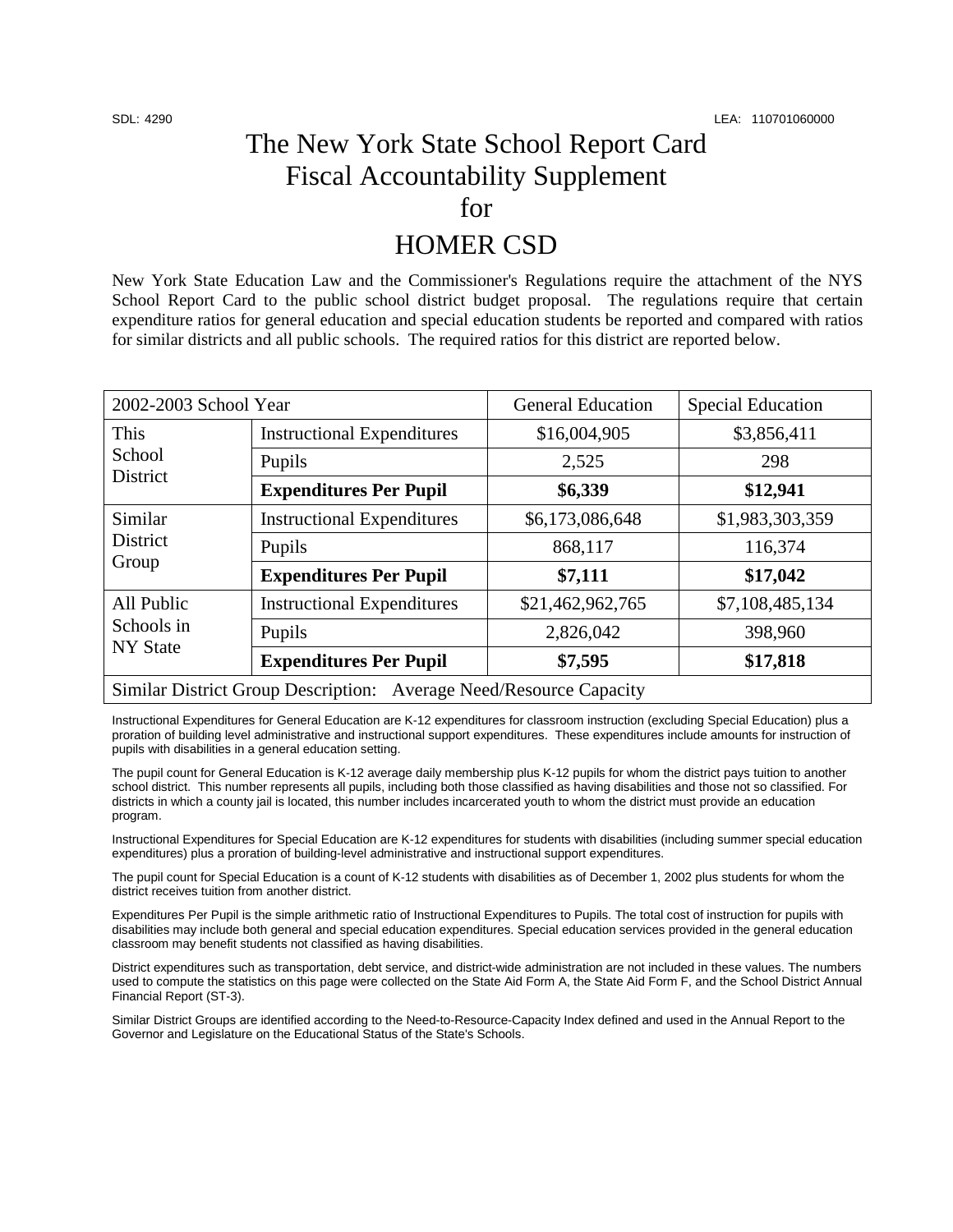SDL: 4290 LEA: 110701060000

# The New York State School Report Card Fiscal Accountability Supplement for HOMER CSD

New York State Education Law and the Commissioner's Regulations require the attachment of the NYS School Report Card to the public school district budget proposal. The regulations require that certain expenditure ratios for general education and special education students be reported and compared with ratios for similar districts and all public schools. The required ratios for this district are reported below.

| 2002-2003 School Year | | General Education | Special Education |
|---|---|---|---|
| This School District | Instructional Expenditures | $16,004,905 | $3,856,411 |
| | Pupils | 2,525 | 298 |
| | **Expenditures Per Pupil** | **$6,339** | **$12,941** |
| Similar District Group | Instructional Expenditures | $6,173,086,648 | $1,983,303,359 |
| | Pupils | 868,117 | 116,374 |
| | **Expenditures Per Pupil** | **$7,111** | **$17,042** |
| All Public Schools in NY State | Instructional Expenditures | $21,462,962,765 | $7,108,485,134 |
| | Pupils | 2,826,042 | 398,960 |
| | **Expenditures Per Pupil** | **$7,595** | **$17,818** |
| Similar District Group Description: Average Need/Resource Capacity | | | |

Instructional Expenditures for General Education are K-12 expenditures for classroom instruction (excluding Special Education) plus a proration of building level administrative and instructional support expenditures. These expenditures include amounts for instruction of pupils with disabilities in a general education setting.

The pupil count for General Education is K-12 average daily membership plus K-12 pupils for whom the district pays tuition to another school district. This number represents all pupils, including both those classified as having disabilities and those not so classified. For districts in which a county jail is located, this number includes incarcerated youth to whom the district must provide an education program.

Instructional Expenditures for Special Education are K-12 expenditures for students with disabilities (including summer special education expenditures) plus a proration of building-level administrative and instructional support expenditures.

The pupil count for Special Education is a count of K-12 students with disabilities as of December 1, 2002 plus students for whom the district receives tuition from another district.

Expenditures Per Pupil is the simple arithmetic ratio of Instructional Expenditures to Pupils. The total cost of instruction for pupils with disabilities may include both general and special education expenditures. Special education services provided in the general education classroom may benefit students not classified as having disabilities.

District expenditures such as transportation, debt service, and district-wide administration are not included in these values. The numbers used to compute the statistics on this page were collected on the State Aid Form A, the State Aid Form F, and the School District Annual Financial Report (ST-3).

Similar District Groups are identified according to the Need-to-Resource-Capacity Index defined and used in the Annual Report to the Governor and Legislature on the Educational Status of the State's Schools.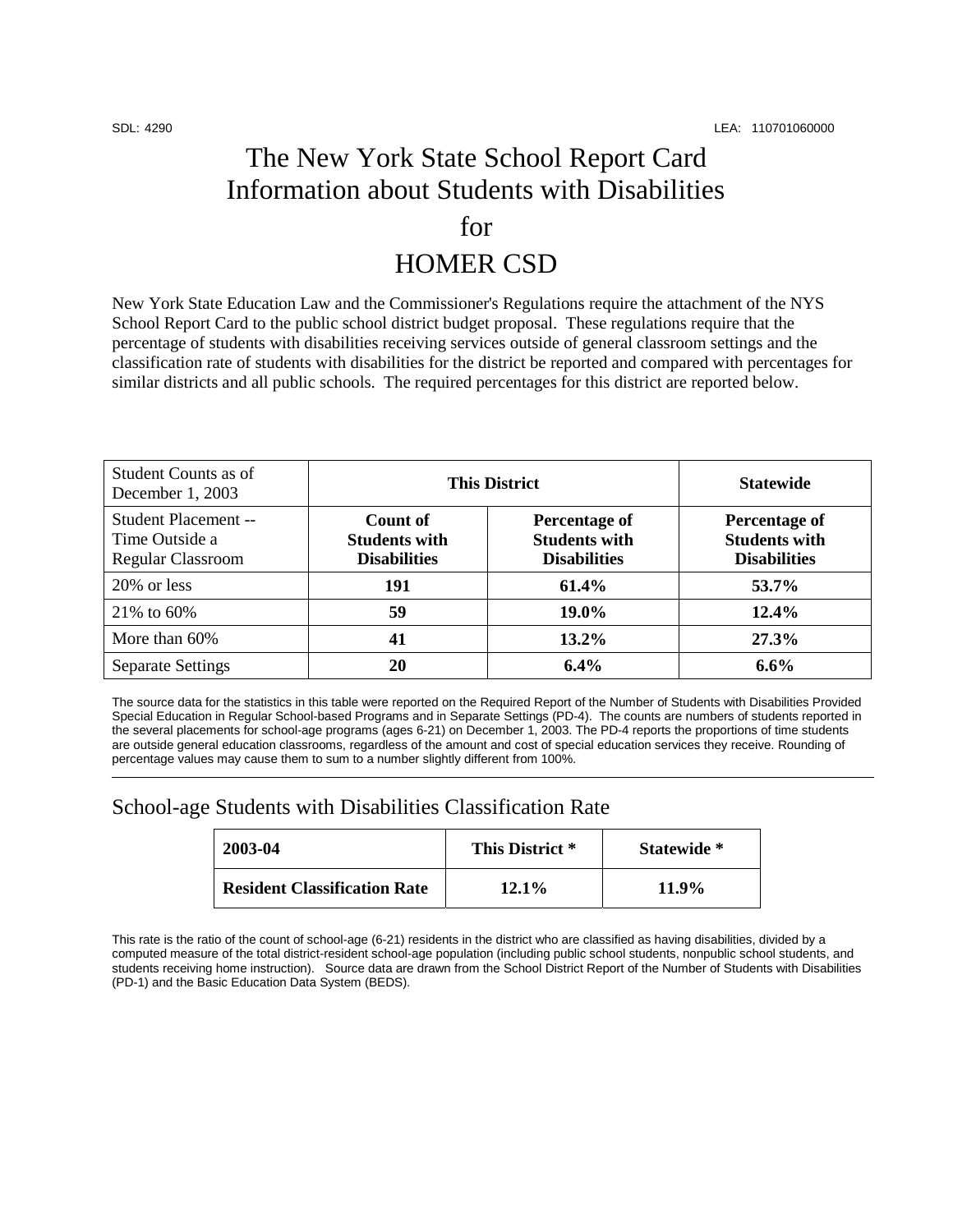SDL: 4290 LEA: 110701060000

# The New York State School Report Card Information about Students with Disabilities for HOMER CSD

New York State Education Law and the Commissioner's Regulations require the attachment of the NYS School Report Card to the public school district budget proposal. These regulations require that the percentage of students with disabilities receiving services outside of general classroom settings and the classification rate of students with disabilities for the district be reported and compared with percentages for similar districts and all public schools. The required percentages for this district are reported below.

| Student Counts as of December 1, 2003 | **This District** | | **Statewide** |
|---|---|---|---|
| Student Placement -- Time Outside a Regular Classroom | **Count of Students with Disabilities** | **Percentage of Students with Disabilities** | **Percentage of Students with Disabilities** |
| 20% or less | **191** | **61.4%** | **53.7%** |
| 21% to 60% | **59** | **19.0%** | **12.4%** |
| More than 60% | **41** | **13.2%** | **27.3%** |
| Separate Settings | **20** | **6.4%** | **6.6%** |

The source data for the statistics in this table were reported on the Required Report of the Number of Students with Disabilities Provided Special Education in Regular School-based Programs and in Separate Settings (PD-4). The counts are numbers of students reported in the several placements for school-age programs (ages 6-21) on December 1, 2003. The PD-4 reports the proportions of time students are outside general education classrooms, regardless of the amount and cost of special education services they receive. Rounding of percentage values may cause them to sum to a number slightly different from 100%.

## School-age Students with Disabilities Classification Rate

| **2003-04** | **This District *** | **Statewide *** |
|---|---|---|
| **Resident Classification Rate** | **12.1%** | **11.9%** |

This rate is the ratio of the count of school-age (6-21) residents in the district who are classified as having disabilities, divided by a computed measure of the total district-resident school-age population (including public school students, nonpublic school students, and students receiving home instruction). Source data are drawn from the School District Report of the Number of Students with Disabilities (PD-1) and the Basic Education Data System (BEDS).